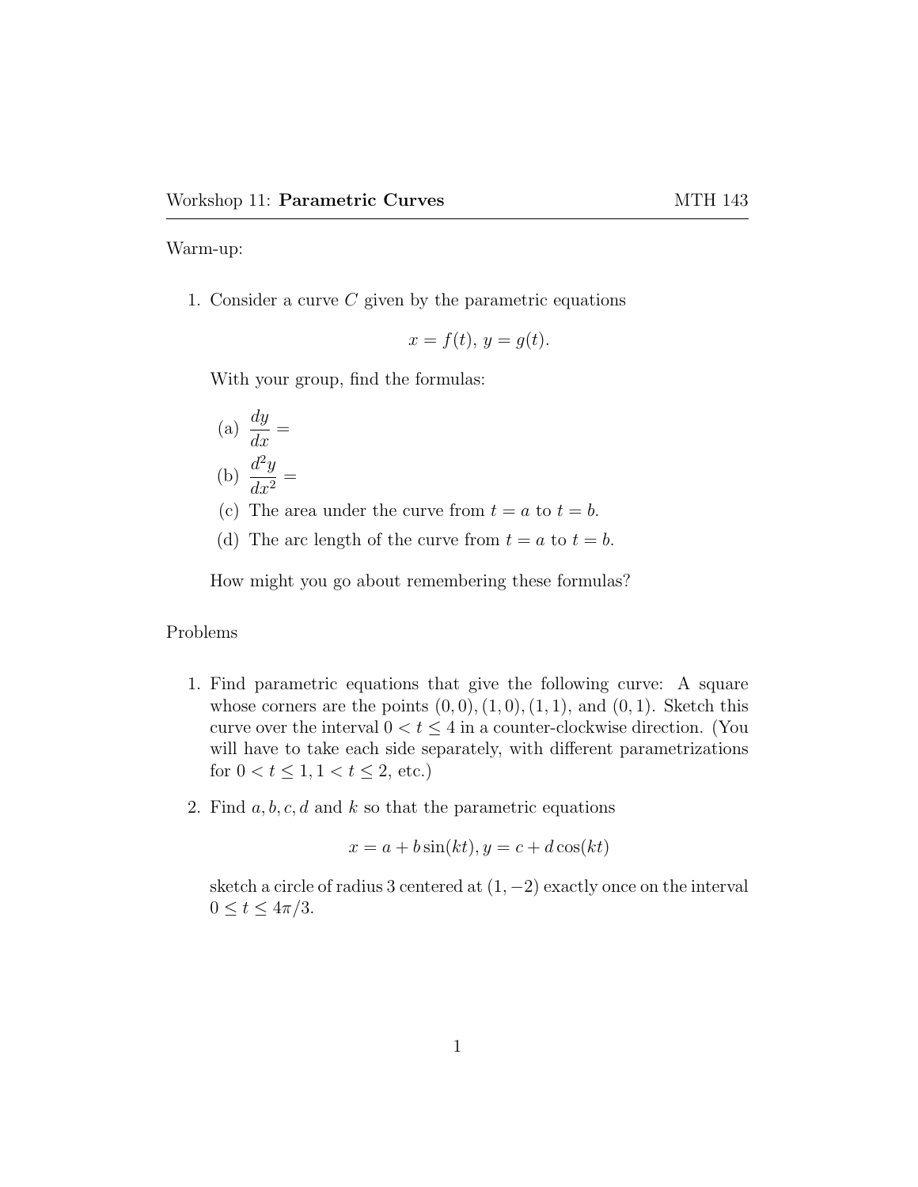Workshop 11: **Parametric Curves** MTH 143

Warm-up:

1. Consider a curve $C$ given by the parametric equations

$$x = f(t),\ y = g(t).$$

With your group, find the formulas:

(a) $\dfrac{dy}{dx} =$

(b) $\dfrac{d^2y}{dx^2} =$

(c) The area under the curve from $t = a$ to $t = b$.

(d) The arc length of the curve from $t = a$ to $t = b$.

How might you go about remembering these formulas?

Problems

1. Find parametric equations that give the following curve: A square whose corners are the points $(0, 0), (1, 0), (1, 1)$, and $(0, 1)$. Sketch this curve over the interval $0 < t \leq 4$ in a counter-clockwise direction. (You will have to take each side separately, with different parametrizations for $0 < t \leq 1, 1 < t \leq 2$, etc.)

2. Find $a, b, c, d$ and $k$ so that the parametric equations

$$x = a + b\sin(kt), y = c + d\cos(kt)$$

sketch a circle of radius 3 centered at $(1, -2)$ exactly once on the interval $0 \leq t \leq 4\pi/3$.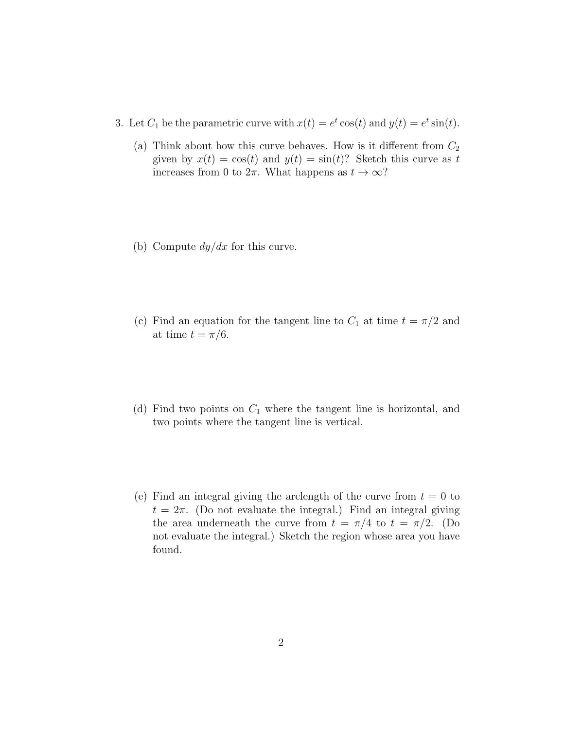3. Let $C_1$ be the parametric curve with $x(t) = e^t \cos(t)$ and $y(t) = e^t \sin(t)$.

   (a) Think about how this curve behaves. How is it different from $C_2$ given by $x(t) = \cos(t)$ and $y(t) = \sin(t)$? Sketch this curve as $t$ increases from 0 to $2\pi$. What happens as $t \to \infty$?

   (b) Compute $dy/dx$ for this curve.

   (c) Find an equation for the tangent line to $C_1$ at time $t = \pi/2$ and at time $t = \pi/6$.

   (d) Find two points on $C_1$ where the tangent line is horizontal, and two points where the tangent line is vertical.

   (e) Find an integral giving the arclength of the curve from $t = 0$ to $t = 2\pi$. (Do not evaluate the integral.) Find an integral giving the area underneath the curve from $t = \pi/4$ to $t = \pi/2$. (Do not evaluate the integral.) Sketch the region whose area you have found.